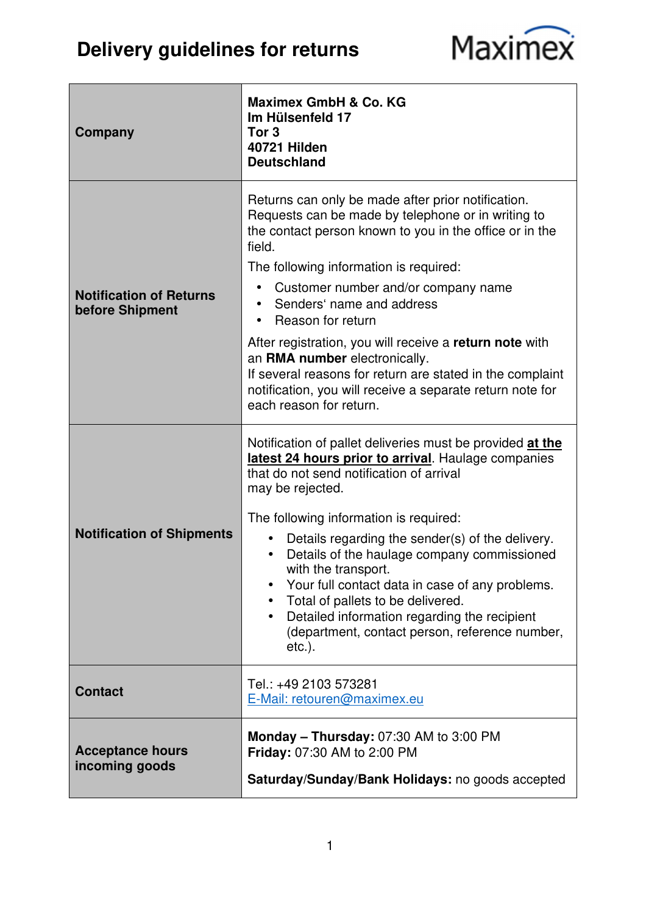# Delivery guidelines for returns

Maximex

| | |
|---|---|
| **Company** | **Maximex GmbH & Co. KG**<br>**Im Hülsenfeld 17**<br>**Tor 3**<br>**40721 Hilden**<br>**Deutschland** |
| **Notification of Returns before Shipment** | Returns can only be made after prior notification. Requests can be made by telephone or in writing to the contact person known to you in the office or in the field.<br>The following information is required:<br>• Customer number and/or company name<br>• Senders' name and address<br>• Reason for return<br>After registration, you will receive a **return note** with an **RMA number** electronically.<br>If several reasons for return are stated in the complaint notification, you will receive a separate return note for each reason for return. |
| **Notification of Shipments** | Notification of pallet deliveries must be provided **<u>at the latest 24 hours prior to arrival</u>**. Haulage companies that do not send notification of arrival may be rejected.<br>The following information is required:<br>• Details regarding the sender(s) of the delivery.<br>• Details of the haulage company commissioned with the transport.<br>• Your full contact data in case of any problems.<br>• Total of pallets to be delivered.<br>• Detailed information regarding the recipient (department, contact person, reference number, etc.). |
| **Contact** | Tel.: +49 2103 573281<br>E-Mail: retouren@maximex.eu |
| **Acceptance hours incoming goods** | **Monday – Thursday:** 07:30 AM to 3:00 PM<br>**Friday:** 07:30 AM to 2:00 PM<br>**Saturday/Sunday/Bank Holidays:** no goods accepted |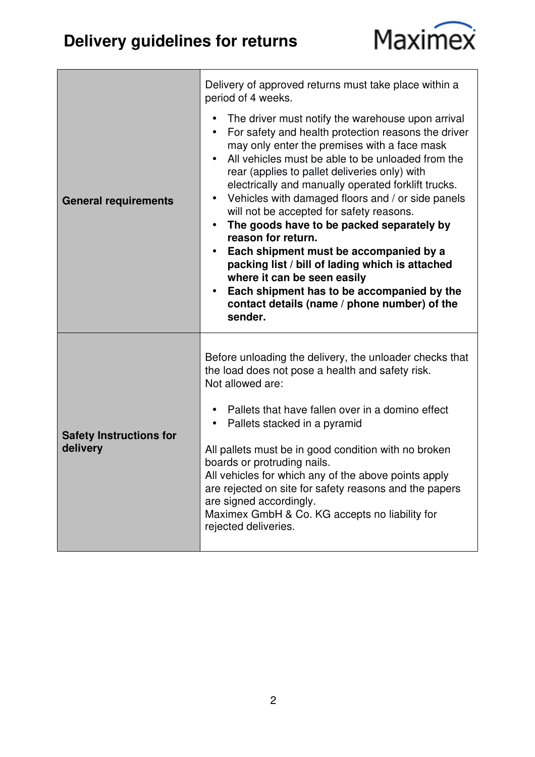# Delivery guidelines for returns

| | |
|---|---|
| **General requirements** | Delivery of approved returns must take place within a period of 4 weeks.<br><br>• The driver must notify the warehouse upon arrival<br>• For safety and health protection reasons the driver may only enter the premises with a face mask<br>• All vehicles must be able to be unloaded from the rear (applies to pallet deliveries only) with electrically and manually operated forklift trucks.<br>• Vehicles with damaged floors and / or side panels will not be accepted for safety reasons.<br>• **The goods have to be packed separately by reason for return.**<br>• **Each shipment must be accompanied by a packing list / bill of lading which is attached where it can be seen easily**<br>• **Each shipment has to be accompanied by the contact details (name / phone number) of the sender.** |
| **Safety Instructions for delivery** | Before unloading the delivery, the unloader checks that the load does not pose a health and safety risk.<br>Not allowed are:<br><br>• Pallets that have fallen over in a domino effect<br>• Pallets stacked in a pyramid<br><br>All pallets must be in good condition with no broken boards or protruding nails.<br>All vehicles for which any of the above points apply are rejected on site for safety reasons and the papers are signed accordingly.<br>Maximex GmbH & Co. KG accepts no liability for rejected deliveries. |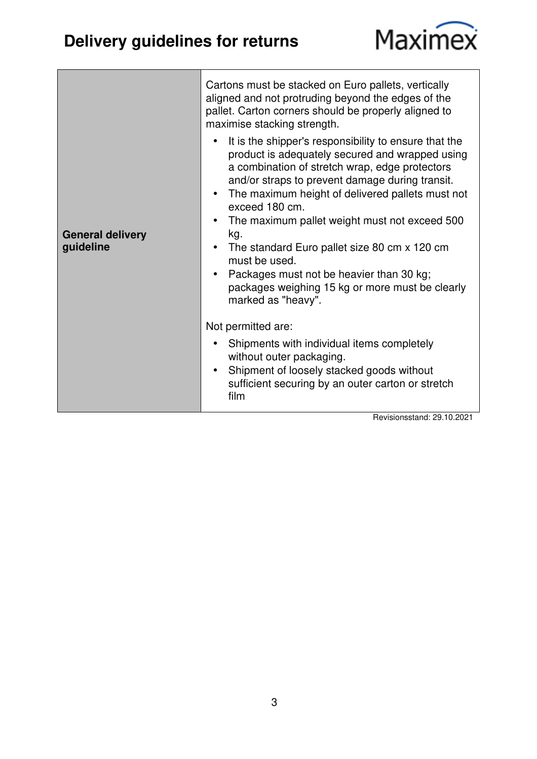# Delivery guidelines for returns

Maximex

| | |
|---|---|
| **General delivery guideline** | Cartons must be stacked on Euro pallets, vertically aligned and not protruding beyond the edges of the pallet. Carton corners should be properly aligned to maximise stacking strength.<br><br>• It is the shipper's responsibility to ensure that the product is adequately secured and wrapped using a combination of stretch wrap, edge protectors and/or straps to prevent damage during transit.<br>• The maximum height of delivered pallets must not exceed 180 cm.<br>• The maximum pallet weight must not exceed 500 kg.<br>• The standard Euro pallet size 80 cm x 120 cm must be used.<br>• Packages must not be heavier than 30 kg; packages weighing 15 kg or more must be clearly marked as "heavy".<br><br>Not permitted are:<br><br>• Shipments with individual items completely without outer packaging.<br>• Shipment of loosely stacked goods without sufficient securing by an outer carton or stretch film |

Revisionsstand: 29.10.2021